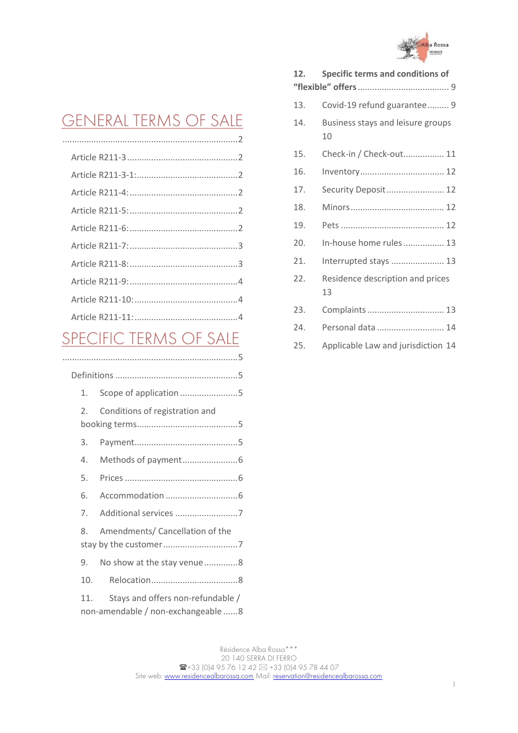# GENERAL TERMS OF SALE ........................................................................2

Article R211-3 ............................................2

Article R211-3-1: ........................................2

Article R211-4: ...........................................2

Article R211-5: ...........................................2

Article R211-6: ...........................................2

Article R211-7: ...........................................3

Article R211-8: ...........................................3

Article R211-9: ...........................................4

Article R211-10: .........................................4

Article R211-11: .........................................4

# SPECIFIC TERMS OF SALE ........................................................................5

Definitions ...................................................5

1. Scope of application ........................5
2. Conditions of registration and booking terms...........................................5
3. Payment..........................................5
4. Methods of payment.......................6
5. Prices ...............................................6
6. Accommodation .............................6
7. Additional services .........................7
8. Amendments/ Cancellation of the stay by the customer...............................7
9. No show at the stay venue .............8
10. Relocation...................................8
11. Stays and offers non-refundable / non-amendable / non-exchangeable ......8
12. **Specific terms and conditions of "flexible" offers** ..................................... 9
13. Covid-19 refund guarantee ......... 9
14. Business stays and leisure groups 10
15. Check-in / Check-out................. 11
16. Inventory.................................. 12
17. Security Deposit ........................ 12
18. Minors ...................................... 12
19. Pets .......................................... 12
20. In-house home rules ................. 13
21. Interrupted stays ...................... 13
22. Residence description and prices 13
23. Complaints ................................ 13
24. Personal data ........................... 14
25. Applicable Law and jurisdiction 14

Résidence Alba Rossa***
20 140 SERRA DI FERRO
☎+33 (0)4 95 76 12 42 ✉ +33 (0)4 95 78 44 07
Site web: www.residencealbarossa.com Mail: reservation@residencealbarossa.com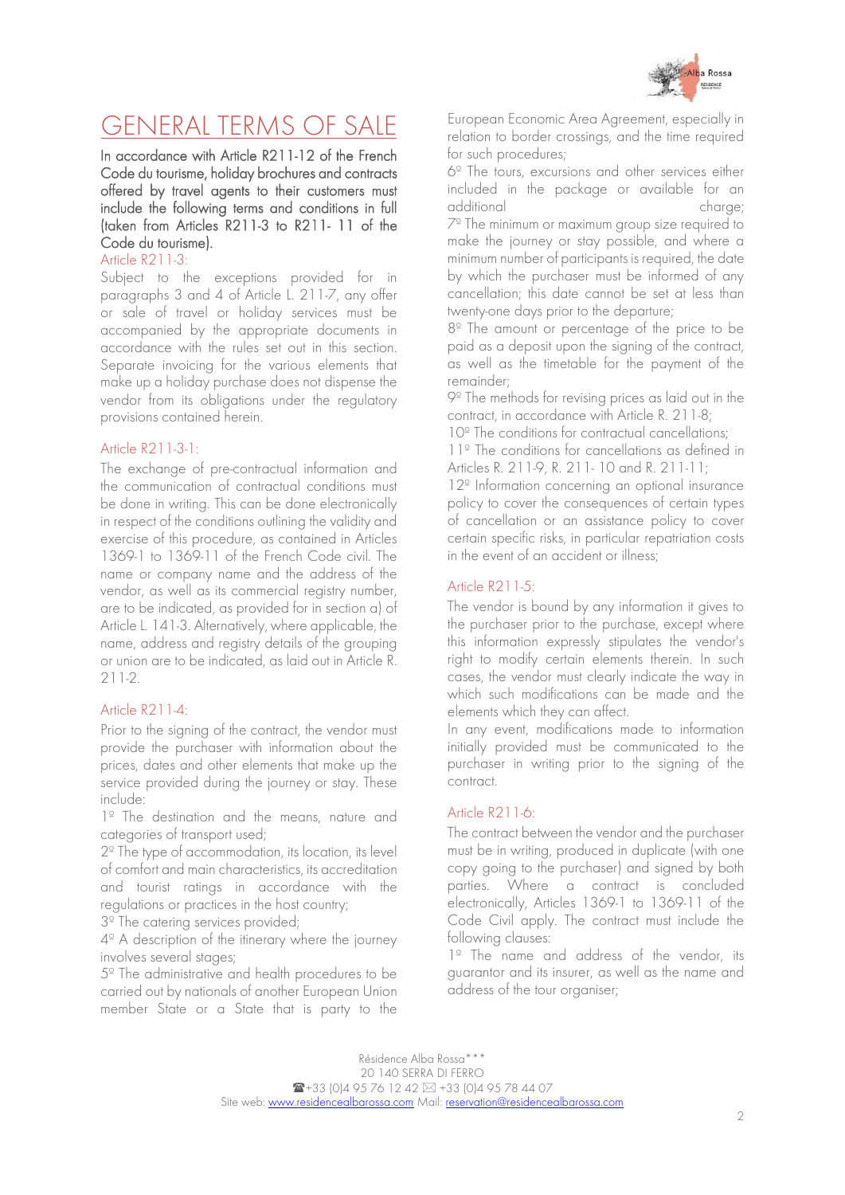# GENERAL TERMS OF SALE

**In accordance with Article R211-12 of the French Code du tourisme, holiday brochures and contracts offered by travel agents to their customers must include the following terms and conditions in full (taken from Articles R211-3 to R211- 11 of the Code du tourisme).**

## Article R211-3:

Subject to the exceptions provided for in paragraphs 3 and 4 of Article L. 211-7, any offer or sale of travel or holiday services must be accompanied by the appropriate documents in accordance with the rules set out in this section. Separate invoicing for the various elements that make up a holiday purchase does not dispense the vendor from its obligations under the regulatory provisions contained herein.

## Article R211-3-1:

The exchange of pre-contractual information and the communication of contractual conditions must be done in writing. This can be done electronically in respect of the conditions outlining the validity and exercise of this procedure, as contained in Articles 1369-1 to 1369-11 of the French Code civil. The name or company name and the address of the vendor, as well as its commercial registry number, are to be indicated, as provided for in section a) of Article L. 141-3. Alternatively, where applicable, the name, address and registry details of the grouping or union are to be indicated, as laid out in Article R. 211-2.

## Article R211-4:

Prior to the signing of the contract, the vendor must provide the purchaser with information about the prices, dates and other elements that make up the service provided during the journey or stay. These include:

1º The destination and the means, nature and categories of transport used;

2º The type of accommodation, its location, its level of comfort and main characteristics, its accreditation and tourist ratings in accordance with the regulations or practices in the host country;

3º The catering services provided;

4º A description of the itinerary where the journey involves several stages;

5º The administrative and health procedures to be carried out by nationals of another European Union member State or a State that is party to the European Economic Area Agreement, especially in relation to border crossings, and the time required for such procedures;

6º The tours, excursions and other services either included in the package or available for an additional charge;

7º The minimum or maximum group size required to make the journey or stay possible, and where a minimum number of participants is required, the date by which the purchaser must be informed of any cancellation; this date cannot be set at less than twenty-one days prior to the departure;

8º The amount or percentage of the price to be paid as a deposit upon the signing of the contract, as well as the timetable for the payment of the remainder;

9º The methods for revising prices as laid out in the contract, in accordance with Article R. 211-8;

10º The conditions for contractual cancellations;

11º The conditions for cancellations as defined in Articles R. 211-9, R. 211- 10 and R. 211-11;

12º Information concerning an optional insurance policy to cover the consequences of certain types of cancellation or an assistance policy to cover certain specific risks, in particular repatriation costs in the event of an accident or illness;

## Article R211-5:

The vendor is bound by any information it gives to the purchaser prior to the purchase, except where this information expressly stipulates the vendor's right to modify certain elements therein. In such cases, the vendor must clearly indicate the way in which such modifications can be made and the elements which they can affect.

In any event, modifications made to information initially provided must be communicated to the purchaser in writing prior to the signing of the contract.

## Article R211-6:

The contract between the vendor and the purchaser must be in writing, produced in duplicate (with one copy going to the purchaser) and signed by both parties. Where a contract is concluded electronically, Articles 1369-1 to 1369-11 of the Code Civil apply. The contract must include the following clauses:

1º The name and address of the vendor, its guarantor and its insurer, as well as the name and address of the tour organiser;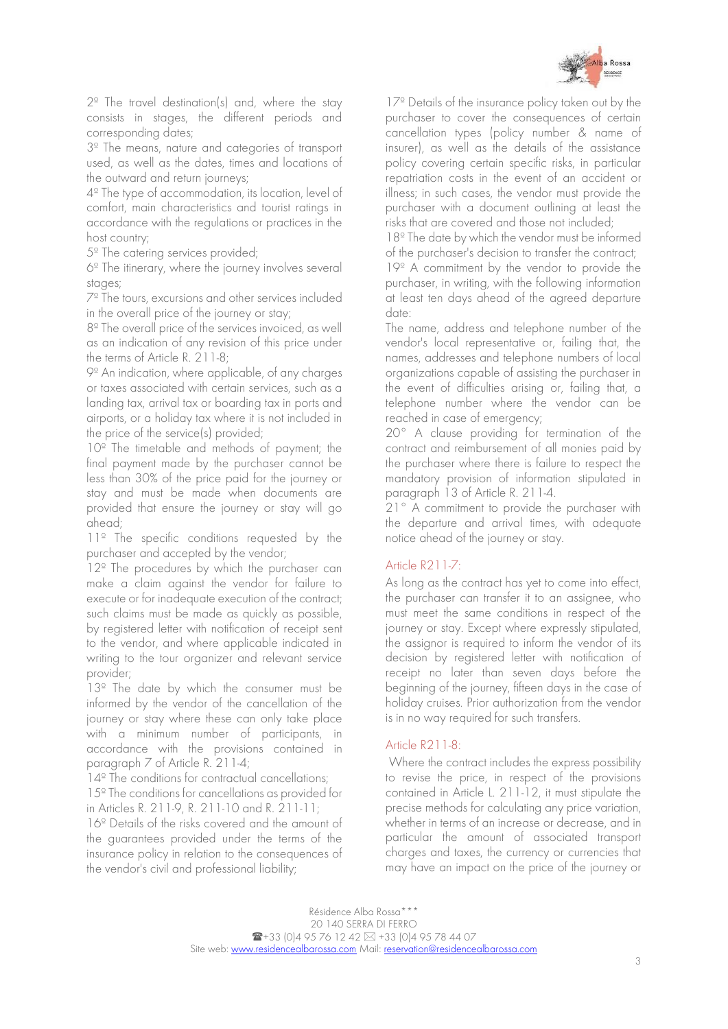2º The travel destination(s) and, where the stay consists in stages, the different periods and corresponding dates;

3º The means, nature and categories of transport used, as well as the dates, times and locations of the outward and return journeys;

4º The type of accommodation, its location, level of comfort, main characteristics and tourist ratings in accordance with the regulations or practices in the host country;

5º The catering services provided;

6º The itinerary, where the journey involves several stages;

7º The tours, excursions and other services included in the overall price of the journey or stay;

8º The overall price of the services invoiced, as well as an indication of any revision of this price under the terms of Article R. 211-8;

9º An indication, where applicable, of any charges or taxes associated with certain services, such as a landing tax, arrival tax or boarding tax in ports and airports, or a holiday tax where it is not included in the price of the service(s) provided;

10º The timetable and methods of payment; the final payment made by the purchaser cannot be less than 30% of the price paid for the journey or stay and must be made when documents are provided that ensure the journey or stay will go ahead;

11º The specific conditions requested by the purchaser and accepted by the vendor;

12º The procedures by which the purchaser can make a claim against the vendor for failure to execute or for inadequate execution of the contract; such claims must be made as quickly as possible, by registered letter with notification of receipt sent to the vendor, and where applicable indicated in writing to the tour organizer and relevant service provider;

13º The date by which the consumer must be informed by the vendor of the cancellation of the journey or stay where these can only take place with a minimum number of participants, in accordance with the provisions contained in paragraph 7 of Article R. 211-4;

14º The conditions for contractual cancellations;

15º The conditions for cancellations as provided for in Articles R. 211-9, R. 211-10 and R. 211-11;

16º Details of the risks covered and the amount of the guarantees provided under the terms of the insurance policy in relation to the consequences of the vendor's civil and professional liability;

17º Details of the insurance policy taken out by the purchaser to cover the consequences of certain cancellation types (policy number & name of insurer), as well as the details of the assistance policy covering certain specific risks, in particular repatriation costs in the event of an accident or illness; in such cases, the vendor must provide the purchaser with a document outlining at least the risks that are covered and those not included;

18º The date by which the vendor must be informed of the purchaser's decision to transfer the contract;

19º A commitment by the vendor to provide the purchaser, in writing, with the following information at least ten days ahead of the agreed departure date:

The name, address and telephone number of the vendor's local representative or, failing that, the names, addresses and telephone numbers of local organizations capable of assisting the purchaser in the event of difficulties arising or, failing that, a telephone number where the vendor can be reached in case of emergency;

20° A clause providing for termination of the contract and reimbursement of all monies paid by the purchaser where there is failure to respect the mandatory provision of information stipulated in paragraph 13 of Article R. 211-4.

21° A commitment to provide the purchaser with the departure and arrival times, with adequate notice ahead of the journey or stay.

## Article R211-7:

As long as the contract has yet to come into effect, the purchaser can transfer it to an assignee, who must meet the same conditions in respect of the journey or stay. Except where expressly stipulated, the assignor is required to inform the vendor of its decision by registered letter with notification of receipt no later than seven days before the beginning of the journey, fifteen days in the case of holiday cruises. Prior authorization from the vendor is in no way required for such transfers.

## Article R211-8:

Where the contract includes the express possibility to revise the price, in respect of the provisions contained in Article L. 211-12, it must stipulate the precise methods for calculating any price variation, whether in terms of an increase or decrease, and in particular the amount of associated transport charges and taxes, the currency or currencies that may have an impact on the price of the journey or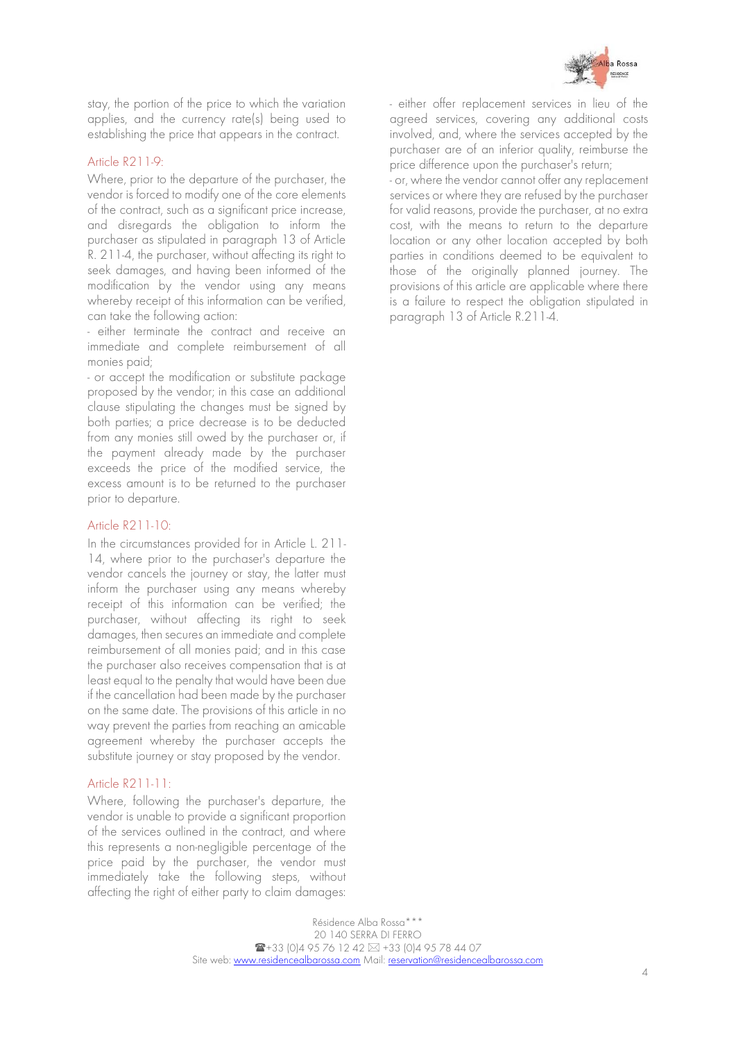stay, the portion of the price to which the variation applies, and the currency rate(s) being used to establishing the price that appears in the contract.

### Article R211-9:

Where, prior to the departure of the purchaser, the vendor is forced to modify one of the core elements of the contract, such as a significant price increase, and disregards the obligation to inform the purchaser as stipulated in paragraph 13 of Article R. 211-4, the purchaser, without affecting its right to seek damages, and having been informed of the modification by the vendor using any means whereby receipt of this information can be verified, can take the following action:

- either terminate the contract and receive an immediate and complete reimbursement of all monies paid;
- or accept the modification or substitute package proposed by the vendor; in this case an additional clause stipulating the changes must be signed by both parties; a price decrease is to be deducted from any monies still owed by the purchaser or, if the payment already made by the purchaser exceeds the price of the modified service, the excess amount is to be returned to the purchaser prior to departure.

### Article R211-10:

In the circumstances provided for in Article L. 211-14, where prior to the purchaser's departure the vendor cancels the journey or stay, the latter must inform the purchaser using any means whereby receipt of this information can be verified; the purchaser, without affecting its right to seek damages, then secures an immediate and complete reimbursement of all monies paid; and in this case the purchaser also receives compensation that is at least equal to the penalty that would have been due if the cancellation had been made by the purchaser on the same date. The provisions of this article in no way prevent the parties from reaching an amicable agreement whereby the purchaser accepts the substitute journey or stay proposed by the vendor.

### Article R211-11:

Where, following the purchaser's departure, the vendor is unable to provide a significant proportion of the services outlined in the contract, and where this represents a non-negligible percentage of the price paid by the purchaser, the vendor must immediately take the following steps, without affecting the right of either party to claim damages:

- either offer replacement services in lieu of the agreed services, covering any additional costs involved, and, where the services accepted by the purchaser are of an inferior quality, reimburse the price difference upon the purchaser's return;
- or, where the vendor cannot offer any replacement services or where they are refused by the purchaser for valid reasons, provide the purchaser, at no extra cost, with the means to return to the departure location or any other location accepted by both parties in conditions deemed to be equivalent to those of the originally planned journey. The provisions of this article are applicable where there is a failure to respect the obligation stipulated in paragraph 13 of Article R.211-4.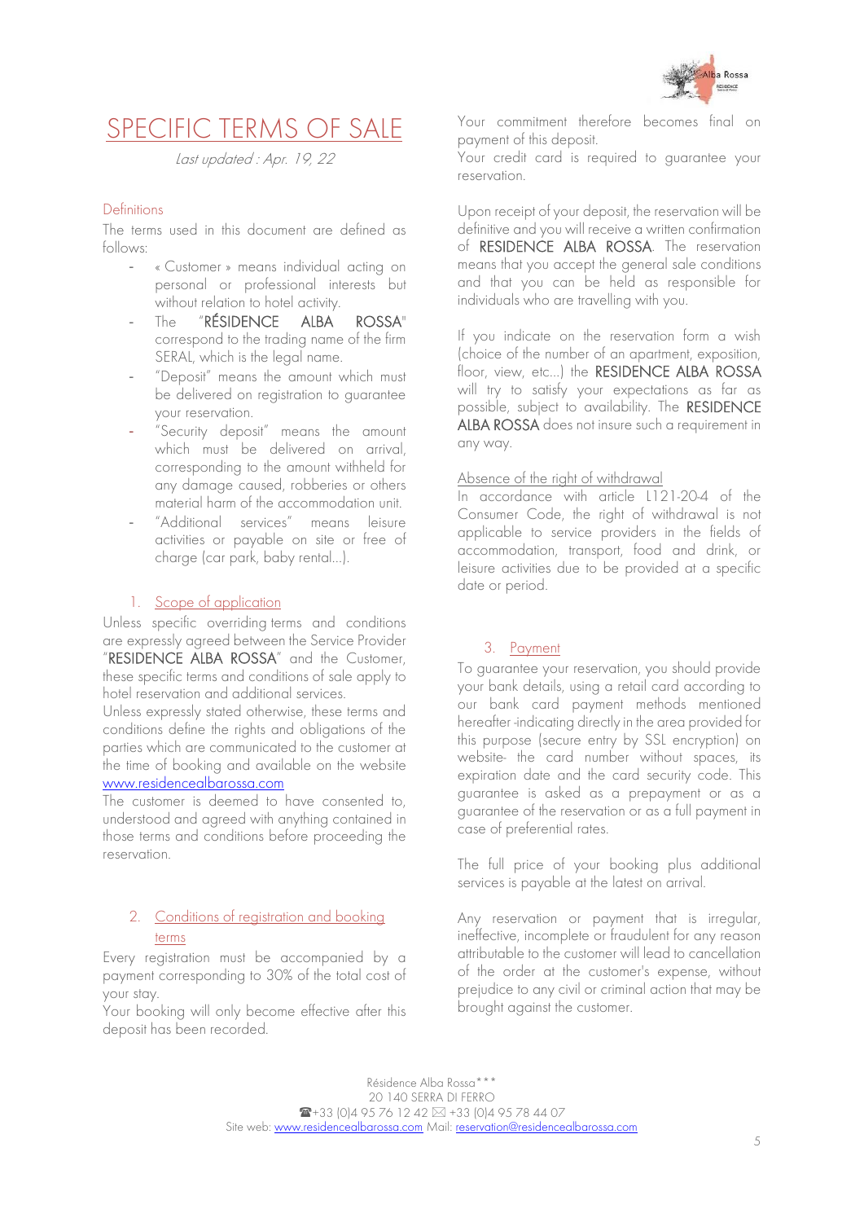# SPECIFIC TERMS OF SALE

*Last updated : Apr. 19, 22*

## Definitions

The terms used in this document are defined as follows:

- « Customer » means individual acting on personal or professional interests but without relation to hotel activity.
- The "RÉSIDENCE ALBA ROSSA" correspond to the trading name of the firm SERAL, which is the legal name.
- "Deposit" means the amount which must be delivered on registration to guarantee your reservation.
- "Security deposit" means the amount which must be delivered on arrival, corresponding to the amount withheld for any damage caused, robberies or others material harm of the accommodation unit.
- "Additional services" means leisure activities or payable on site or free of charge (car park, baby rental...).

## 1. Scope of application

Unless specific overriding terms and conditions are expressly agreed between the Service Provider "RESIDENCE ALBA ROSSA" and the Customer, these specific terms and conditions of sale apply to hotel reservation and additional services.

Unless expressly stated otherwise, these terms and conditions define the rights and obligations of the parties which are communicated to the customer at the time of booking and available on the website www.residencealbarossa.com

The customer is deemed to have consented to, understood and agreed with anything contained in those terms and conditions before proceeding the reservation.

## 2. Conditions of registration and booking terms

Every registration must be accompanied by a payment corresponding to 30% of the total cost of your stay.

Your booking will only become effective after this deposit has been recorded.

Your commitment therefore becomes final on payment of this deposit.

Your credit card is required to guarantee your reservation.

Upon receipt of your deposit, the reservation will be definitive and you will receive a written confirmation of RESIDENCE ALBA ROSSA. The reservation means that you accept the general sale conditions and that you can be held as responsible for individuals who are travelling with you.

If you indicate on the reservation form a wish (choice of the number of an apartment, exposition, floor, view, etc...) the RESIDENCE ALBA ROSSA will try to satisfy your expectations as far as possible, subject to availability. The RESIDENCE ALBA ROSSA does not insure such a requirement in any way.

### Absence of the right of withdrawal

In accordance with article L121-20-4 of the Consumer Code, the right of withdrawal is not applicable to service providers in the fields of accommodation, transport, food and drink, or leisure activities due to be provided at a specific date or period.

## 3. Payment

To guarantee your reservation, you should provide your bank details, using a retail card according to our bank card payment methods mentioned hereafter -indicating directly in the area provided for this purpose (secure entry by SSL encryption) on website- the card number without spaces, its expiration date and the card security code. This guarantee is asked as a prepayment or as a guarantee of the reservation or as a full payment in case of preferential rates.

The full price of your booking plus additional services is payable at the latest on arrival.

Any reservation or payment that is irregular, ineffective, incomplete or fraudulent for any reason attributable to the customer will lead to cancellation of the order at the customer's expense, without prejudice to any civil or criminal action that may be brought against the customer.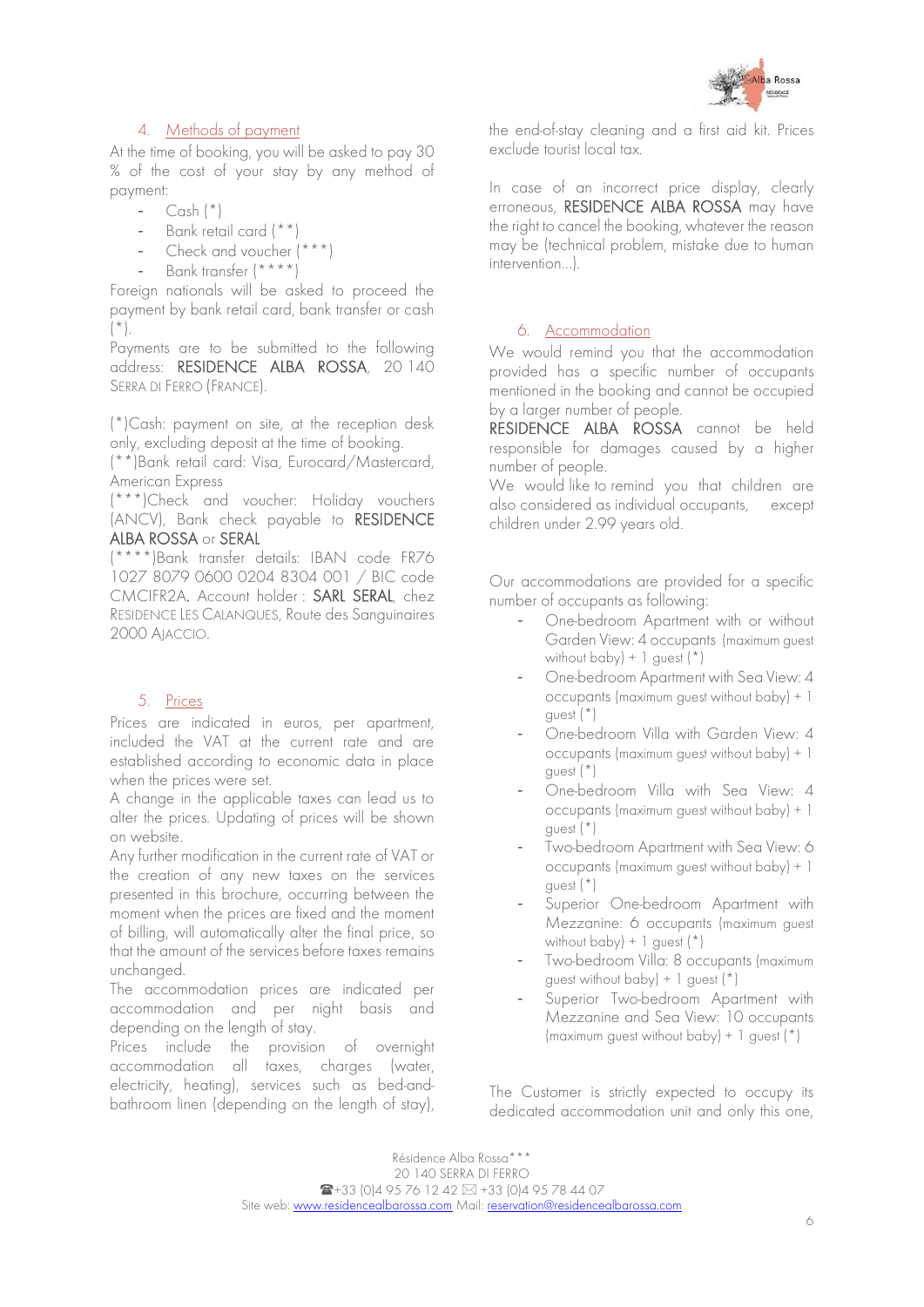## 4. Methods of payment

At the time of booking, you will be asked to pay 30 % of the cost of your stay by any method of payment:

- Cash (*)
- Bank retail card (**)
- Check and voucher (***)
- Bank transfer (****)

Foreign nationals will be asked to proceed the payment by bank retail card, bank transfer or cash (*).

Payments are to be submitted to the following address: RESIDENCE ALBA ROSSA, 20 140 SERRA DI FERRO (FRANCE).

(*)Cash: payment on site, at the reception desk only, excluding deposit at the time of booking.
(**)Bank retail card: Visa, Eurocard/Mastercard, American Express
(***)Check and voucher: Holiday vouchers (ANCV), Bank check payable to RESIDENCE ALBA ROSSA or SERAL
(****)Bank transfer details: IBAN code FR76 1027 8079 0600 0204 8304 001 / BIC code CMCIFR2A. Account holder : SARL SERAL, chez RESIDENCE LES CALANQUES, Route des Sanguinaires 2000 AJACCIO.

## 5. Prices

Prices are indicated in euros, per apartment, included the VAT at the current rate and are established according to economic data in place when the prices were set.

A change in the applicable taxes can lead us to alter the prices. Updating of prices will be shown on website.

Any further modification in the current rate of VAT or the creation of any new taxes on the services presented in this brochure, occurring between the moment when the prices are fixed and the moment of billing, will automatically alter the final price, so that the amount of the services before taxes remains unchanged.

The accommodation prices are indicated per accommodation and per night basis and depending on the length of stay.

Prices include the provision of overnight accommodation all taxes, charges (water, electricity, heating), services such as bed-and-bathroom linen (depending on the length of stay), the end-of-stay cleaning and a first aid kit. Prices exclude tourist local tax.

In case of an incorrect price display, clearly erroneous, RESIDENCE ALBA ROSSA may have the right to cancel the booking, whatever the reason may be (technical problem, mistake due to human intervention...).

## 6. Accommodation

We would remind you that the accommodation provided has a specific number of occupants mentioned in the booking and cannot be occupied by a larger number of people.

RESIDENCE ALBA ROSSA cannot be held responsible for damages caused by a higher number of people.

We would like to remind you that children are also considered as individual occupants, except children under 2.99 years old.

Our accommodations are provided for a specific number of occupants as following:

- One-bedroom Apartment with or without Garden View: 4 occupants (maximum guest without baby) + 1 guest (*)
- One-bedroom Apartment with Sea View: 4 occupants (maximum guest without baby) + 1 guest (*)
- One-bedroom Villa with Garden View: 4 occupants (maximum guest without baby) + 1 guest (*)
- One-bedroom Villa with Sea View: 4 occupants (maximum guest without baby) + 1 guest (*)
- Two-bedroom Apartment with Sea View: 6 occupants (maximum guest without baby) + 1 guest (*)
- Superior One-bedroom Apartment with Mezzanine: 6 occupants (maximum guest without baby) + 1 guest (*)
- Two-bedroom Villa: 8 occupants (maximum guest without baby) + 1 guest (*)
- Superior Two-bedroom Apartment with Mezzanine and Sea View: 10 occupants (maximum guest without baby) + 1 guest (*)

The Customer is strictly expected to occupy its dedicated accommodation unit and only this one,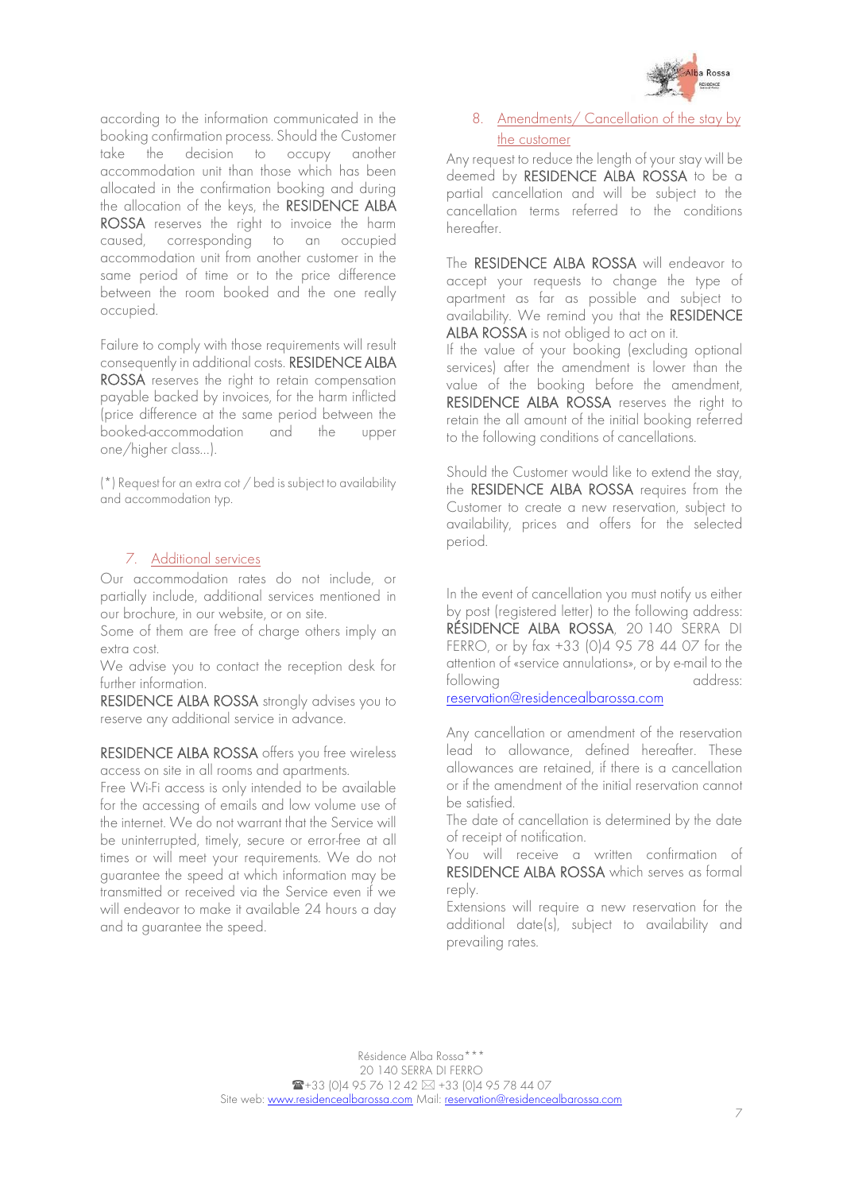according to the information communicated in the booking confirmation process. Should the Customer take the decision to occupy another accommodation unit than those which has been allocated in the confirmation booking and during the allocation of the keys, the RESIDENCE ALBA ROSSA reserves the right to invoice the harm caused, corresponding to an occupied accommodation unit from another customer in the same period of time or to the price difference between the room booked and the one really occupied.

Failure to comply with those requirements will result consequently in additional costs. RESIDENCE ALBA ROSSA reserves the right to retain compensation payable backed by invoices, for the harm inflicted (price difference at the same period between the booked-accommodation and the upper one/higher class…).

(*) Request for an extra cot / bed is subject to availability and accommodation typ.

## 7. Additional services

Our accommodation rates do not include, or partially include, additional services mentioned in our brochure, in our website, or on site.

Some of them are free of charge others imply an extra cost.

We advise you to contact the reception desk for further information.

RESIDENCE ALBA ROSSA strongly advises you to reserve any additional service in advance.

RESIDENCE ALBA ROSSA offers you free wireless access on site in all rooms and apartments.

Free Wi-Fi access is only intended to be available for the accessing of emails and low volume use of the internet. We do not warrant that the Service will be uninterrupted, timely, secure or error-free at all times or will meet your requirements. We do not guarantee the speed at which information may be transmitted or received via the Service even if we will endeavor to make it available 24 hours a day and ta guarantee the speed.

## 8. Amendments/ Cancellation of the stay by the customer

Any request to reduce the length of your stay will be deemed by RESIDENCE ALBA ROSSA to be a partial cancellation and will be subject to the cancellation terms referred to the conditions hereafter.

The RESIDENCE ALBA ROSSA will endeavor to accept your requests to change the type of apartment as far as possible and subject to availability. We remind you that the RESIDENCE ALBA ROSSA is not obliged to act on it.

If the value of your booking (excluding optional services) after the amendment is lower than the value of the booking before the amendment, RESIDENCE ALBA ROSSA reserves the right to retain the all amount of the initial booking referred to the following conditions of cancellations.

Should the Customer would like to extend the stay, the RESIDENCE ALBA ROSSA requires from the Customer to create a new reservation, subject to availability, prices and offers for the selected period.

In the event of cancellation you must notify us either by post (registered letter) to the following address: RÉSIDENCE ALBA ROSSA, 20 140 SERRA DI FERRO, or by fax +33 (0)4 95 78 44 07 for the attention of «service annulations», or by e-mail to the following address: reservation@residencealbarossa.com

Any cancellation or amendment of the reservation lead to allowance, defined hereafter. These allowances are retained, if there is a cancellation or if the amendment of the initial reservation cannot be satisfied.

The date of cancellation is determined by the date of receipt of notification.

You will receive a written confirmation of RESIDENCE ALBA ROSSA which serves as formal reply.

Extensions will require a new reservation for the additional date(s), subject to availability and prevailing rates.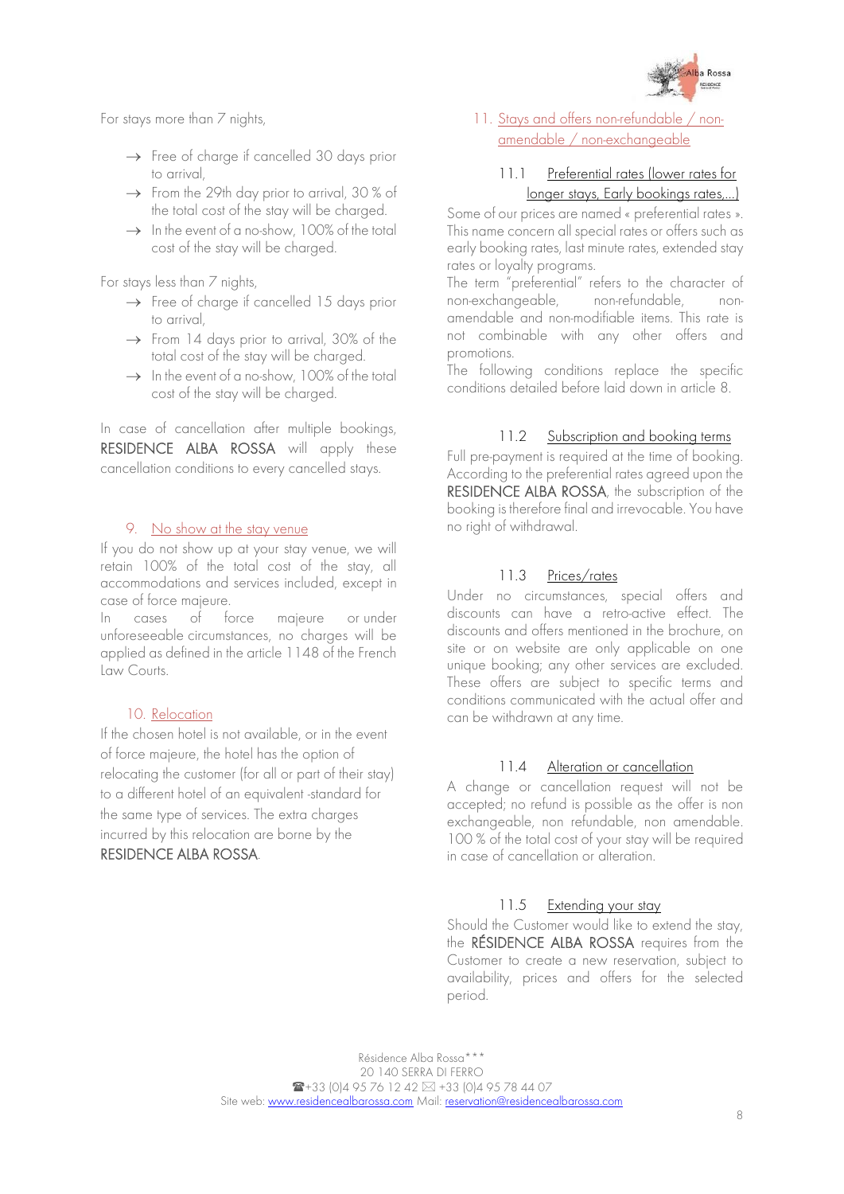For stays more than 7 nights,

- → Free of charge if cancelled 30 days prior to arrival,
- → From the 29th day prior to arrival, 30 % of the total cost of the stay will be charged.
- → In the event of a no-show, 100% of the total cost of the stay will be charged.

For stays less than 7 nights,

- → Free of charge if cancelled 15 days prior to arrival,
- → From 14 days prior to arrival, 30% of the total cost of the stay will be charged.
- → In the event of a no-show, 100% of the total cost of the stay will be charged.

In case of cancellation after multiple bookings, RESIDENCE ALBA ROSSA will apply these cancellation conditions to every cancelled stays.

## 9. No show at the stay venue

If you do not show up at your stay venue, we will retain 100% of the total cost of the stay, all accommodations and services included, except in case of force majeure.

In cases of force majeure or under unforeseeable circumstances, no charges will be applied as defined in the article 1148 of the French Law Courts.

## 10. Relocation

If the chosen hotel is not available, or in the event of force majeure, the hotel has the option of relocating the customer (for all or part of their stay) to a different hotel of an equivalent -standard for the same type of services. The extra charges incurred by this relocation are borne by the RESIDENCE ALBA ROSSA.

## 11. Stays and offers non-refundable / non-amendable / non-exchangeable

### 11.1 Preferential rates (lower rates for longer stays, Early bookings rates,...)

Some of our prices are named « preferential rates ». This name concern all special rates or offers such as early booking rates, last minute rates, extended stay rates or loyalty programs.

The term "preferential" refers to the character of non-exchangeable, non-refundable, non-amendable and non-modifiable items. This rate is not combinable with any other offers and promotions.

The following conditions replace the specific conditions detailed before laid down in article 8.

### 11.2 Subscription and booking terms

Full pre-payment is required at the time of booking. According to the preferential rates agreed upon the RESIDENCE ALBA ROSSA, the subscription of the booking is therefore final and irrevocable. You have no right of withdrawal.

### 11.3 Prices/rates

Under no circumstances, special offers and discounts can have a retro-active effect. The discounts and offers mentioned in the brochure, on site or on website are only applicable on one unique booking; any other services are excluded. These offers are subject to specific terms and conditions communicated with the actual offer and can be withdrawn at any time.

### 11.4 Alteration or cancellation

A change or cancellation request will not be accepted; no refund is possible as the offer is non exchangeable, non refundable, non amendable. 100 % of the total cost of your stay will be required in case of cancellation or alteration.

### 11.5 Extending your stay

Should the Customer would like to extend the stay, the RÉSIDENCE ALBA ROSSA requires from the Customer to create a new reservation, subject to availability, prices and offers for the selected period.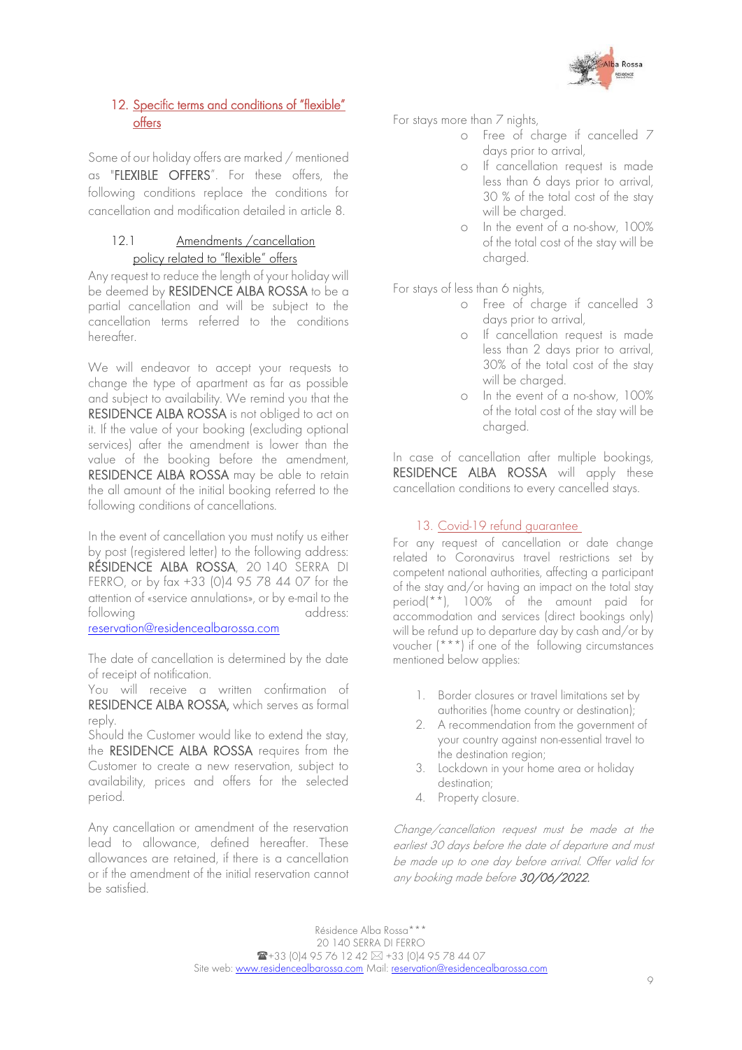## 12. Specific terms and conditions of "flexible" offers

Some of our holiday offers are marked / mentioned as "**FLEXIBLE OFFERS**". For these offers, the following conditions replace the conditions for cancellation and modification detailed in article 8.

### 12.1 Amendments /cancellation policy related to "flexible" offers

Any request to reduce the length of your holiday will be deemed by **RESIDENCE ALBA ROSSA** to be a partial cancellation and will be subject to the cancellation terms referred to the conditions hereafter.

We will endeavor to accept your requests to change the type of apartment as far as possible and subject to availability. We remind you that the **RESIDENCE ALBA ROSSA** is not obliged to act on it. If the value of your booking (excluding optional services) after the amendment is lower than the value of the booking before the amendment, **RESIDENCE ALBA ROSSA** may be able to retain the all amount of the initial booking referred to the following conditions of cancellations.

In the event of cancellation you must notify us either by post (registered letter) to the following address: **RÉSIDENCE ALBA ROSSA**, 20 140 SERRA DI FERRO, or by fax +33 (0)4 95 78 44 07 for the attention of «service annulations», or by e-mail to the following address: reservation@residencealbarossa.com

The date of cancellation is determined by the date of receipt of notification.

You will receive a written confirmation of **RESIDENCE ALBA ROSSA,** which serves as formal reply.

Should the Customer would like to extend the stay, the **RESIDENCE ALBA ROSSA** requires from the Customer to create a new reservation, subject to availability, prices and offers for the selected period.

Any cancellation or amendment of the reservation lead to allowance, defined hereafter. These allowances are retained, if there is a cancellation or if the amendment of the initial reservation cannot be satisfied.

For stays more than 7 nights,

- Free of charge if cancelled 7 days prior to arrival,
- If cancellation request is made less than 6 days prior to arrival, 30 % of the total cost of the stay will be charged.
- In the event of a no-show, 100% of the total cost of the stay will be charged.

For stays of less than 6 nights,

- Free of charge if cancelled 3 days prior to arrival,
- If cancellation request is made less than 2 days prior to arrival, 30% of the total cost of the stay will be charged.
- In the event of a no-show, 100% of the total cost of the stay will be charged.

In case of cancellation after multiple bookings, **RESIDENCE ALBA ROSSA** will apply these cancellation conditions to every cancelled stays.

## 13. Covid-19 refund guarantee

For any request of cancellation or date change related to Coronavirus travel restrictions set by competent national authorities, affecting a participant of the stay and/or having an impact on the total stay period(**), 100% of the amount paid for accommodation and services (direct bookings only) will be refund up to departure day by cash and/or by voucher (***) if one of the following circumstances mentioned below applies:

1. Border closures or travel limitations set by authorities (home country or destination);
2. A recommendation from the government of your country against non-essential travel to the destination region;
3. Lockdown in your home area or holiday destination;
4. Property closure.

*Change/cancellation request must be made at the earliest 30 days before the date of departure and must be made up to one day before arrival. Offer valid for any booking made before* ***30/06/2022****.*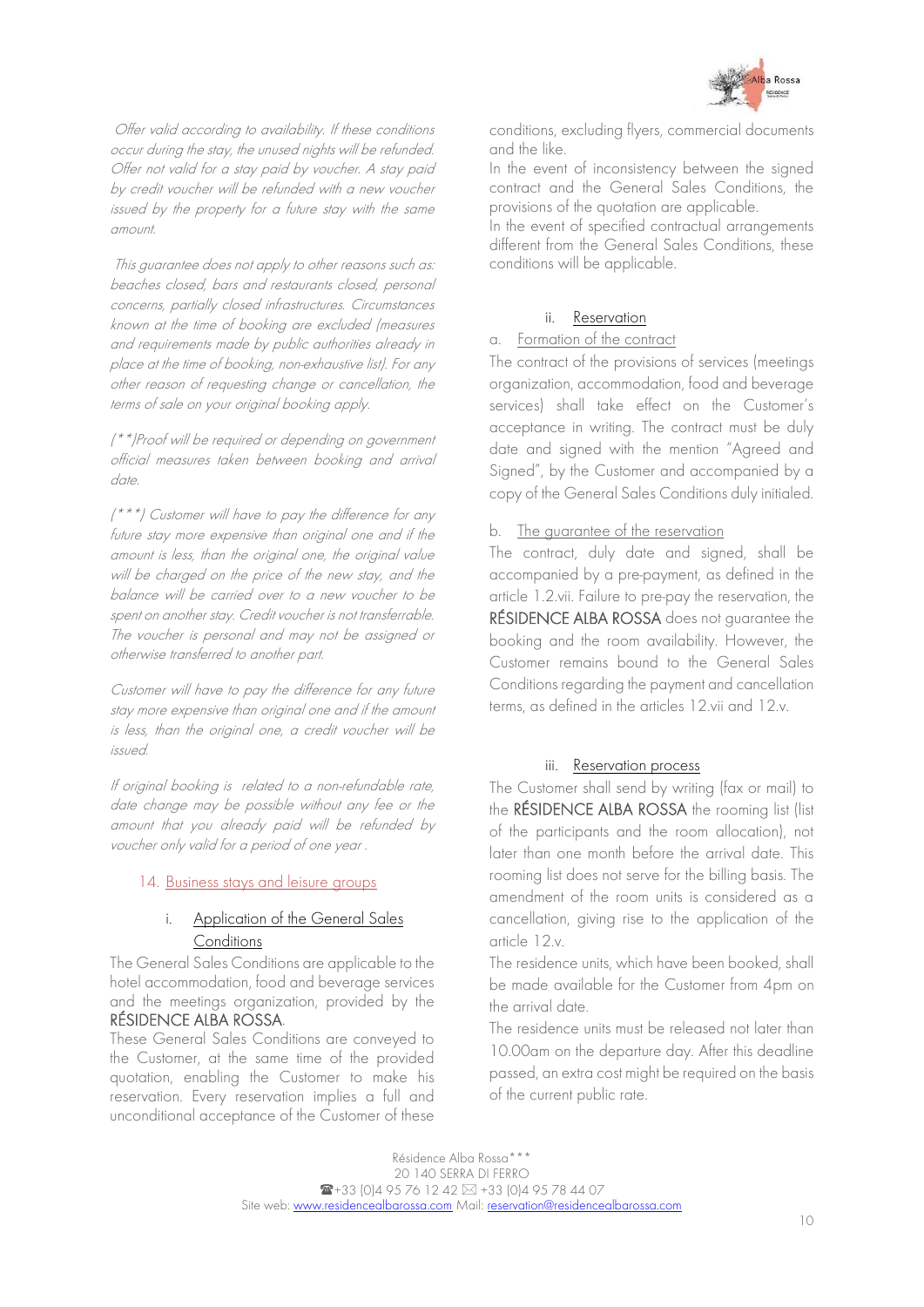*Offer valid according to availability. If these conditions occur during the stay, the unused nights will be refunded. Offer not valid for a stay paid by voucher. A stay paid by credit voucher will be refunded with a new voucher issued by the property for a future stay with the same amount.*

*This guarantee does not apply to other reasons such as: beaches closed, bars and restaurants closed, personal concerns, partially closed infrastructures. Circumstances known at the time of booking are excluded (measures and requirements made by public authorities already in place at the time of booking, non-exhaustive list). For any other reason of requesting change or cancellation, the terms of sale on your original booking apply.*

*(**)Proof will be required or depending on government official measures taken between booking and arrival date.*

*(***) Customer will have to pay the difference for any future stay more expensive than original one and if the amount is less, than the original one, the original value will be charged on the price of the new stay, and the balance will be carried over to a new voucher to be spent on another stay. Credit voucher is not transferrable. The voucher is personal and may not be assigned or otherwise transferred to another part.*

*Customer will have to pay the difference for any future stay more expensive than original one and if the amount is less, than the original one, a credit voucher will be issued.*

*If original booking is related to a non-refundable rate, date change may be possible without any fee or the amount that you already paid will be refunded by voucher only valid for a period of one year .*

## 14. Business stays and leisure groups

### i. Application of the General Sales Conditions

The General Sales Conditions are applicable to the hotel accommodation, food and beverage services and the meetings organization, provided by the RÉSIDENCE ALBA ROSSA.

These General Sales Conditions are conveyed to the Customer, at the same time of the provided quotation, enabling the Customer to make his reservation. Every reservation implies a full and unconditional acceptance of the Customer of these conditions, excluding flyers, commercial documents and the like.

In the event of inconsistency between the signed contract and the General Sales Conditions, the provisions of the quotation are applicable.

In the event of specified contractual arrangements different from the General Sales Conditions, these conditions will be applicable.

### ii. Reservation

#### a. Formation of the contract

The contract of the provisions of services (meetings organization, accommodation, food and beverage services) shall take effect on the Customer's acceptance in writing. The contract must be duly date and signed with the mention "Agreed and Signed", by the Customer and accompanied by a copy of the General Sales Conditions duly initialed.

#### b. The guarantee of the reservation

The contract, duly date and signed, shall be accompanied by a pre-payment, as defined in the article 1.2.vii. Failure to pre-pay the reservation, the RÉSIDENCE ALBA ROSSA does not guarantee the booking and the room availability. However, the Customer remains bound to the General Sales Conditions regarding the payment and cancellation terms, as defined in the articles 12.vii and 12.v.

### iii. Reservation process

The Customer shall send by writing (fax or mail) to the RÉSIDENCE ALBA ROSSA the rooming list (list of the participants and the room allocation), not later than one month before the arrival date. This rooming list does not serve for the billing basis. The amendment of the room units is considered as a cancellation, giving rise to the application of the article 12.v.

The residence units, which have been booked, shall be made available for the Customer from 4pm on the arrival date.

The residence units must be released not later than 10.00am on the departure day. After this deadline passed, an extra cost might be required on the basis of the current public rate.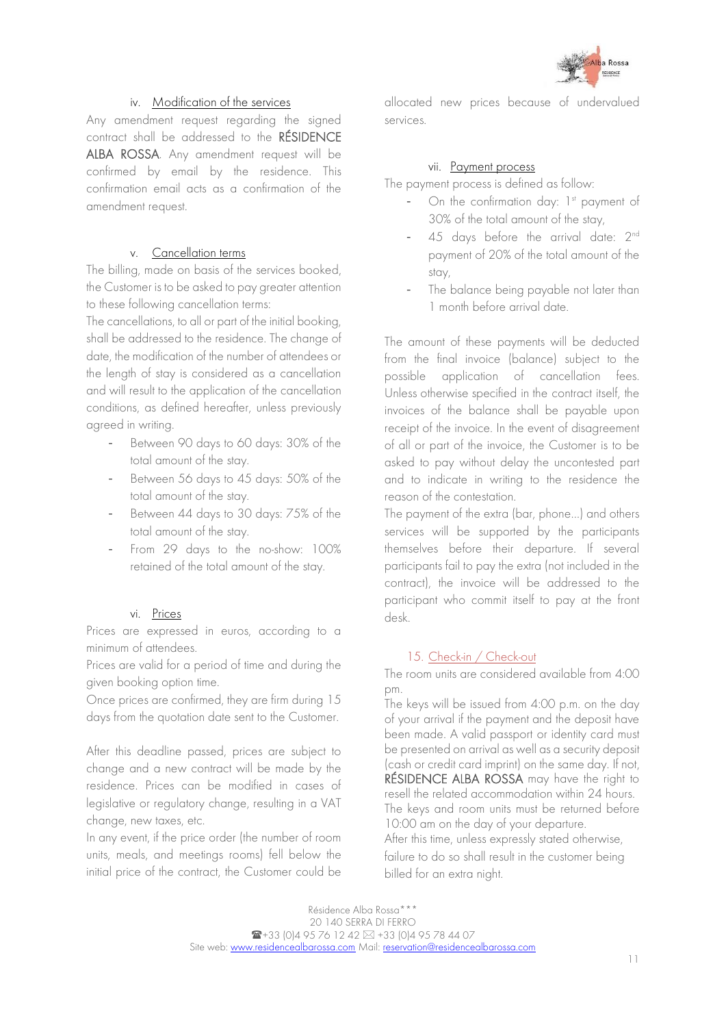### iv. Modification of the services

Any amendment request regarding the signed contract shall be addressed to the **RÉSIDENCE ALBA ROSSA**. Any amendment request will be confirmed by email by the residence. This confirmation email acts as a confirmation of the amendment request.

### v. Cancellation terms

The billing, made on basis of the services booked, the Customer is to be asked to pay greater attention to these following cancellation terms:

The cancellations, to all or part of the initial booking, shall be addressed to the residence. The change of date, the modification of the number of attendees or the length of stay is considered as a cancellation and will result to the application of the cancellation conditions, as defined hereafter, unless previously agreed in writing.

- Between 90 days to 60 days: 30% of the total amount of the stay.
- Between 56 days to 45 days: 50% of the total amount of the stay.
- Between 44 days to 30 days: 75% of the total amount of the stay.
- From 29 days to the no-show: 100% retained of the total amount of the stay.

### vi. Prices

Prices are expressed in euros, according to a minimum of attendees.

Prices are valid for a period of time and during the given booking option time.

Once prices are confirmed, they are firm during 15 days from the quotation date sent to the Customer.

After this deadline passed, prices are subject to change and a new contract will be made by the residence. Prices can be modified in cases of legislative or regulatory change, resulting in a VAT change, new taxes, etc.

In any event, if the price order (the number of room units, meals, and meetings rooms) fell below the initial price of the contract, the Customer could be allocated new prices because of undervalued services.

### vii. Payment process

The payment process is defined as follow:

- On the confirmation day: 1st payment of 30% of the total amount of the stay,
- 45 days before the arrival date: 2nd payment of 20% of the total amount of the stay,
- The balance being payable not later than 1 month before arrival date.

The amount of these payments will be deducted from the final invoice (balance) subject to the possible application of cancellation fees. Unless otherwise specified in the contract itself, the invoices of the balance shall be payable upon receipt of the invoice. In the event of disagreement of all or part of the invoice, the Customer is to be asked to pay without delay the uncontested part and to indicate in writing to the residence the reason of the contestation.

The payment of the extra (bar, phone...) and others services will be supported by the participants themselves before their departure. If several participants fail to pay the extra (not included in the contract), the invoice will be addressed to the participant who commit itself to pay at the front desk.

## 15. Check-in / Check-out

The room units are considered available from 4:00 pm.

The keys will be issued from 4:00 p.m. on the day of your arrival if the payment and the deposit have been made. A valid passport or identity card must be presented on arrival as well as a security deposit (cash or credit card imprint) on the same day. If not, **RÉSIDENCE ALBA ROSSA** may have the right to resell the related accommodation within 24 hours.

The keys and room units must be returned before 10:00 am on the day of your departure.

After this time, unless expressly stated otherwise, failure to do so shall result in the customer being billed for an extra night.

Résidence Alba Rossa***
20 140 SERRA DI FERRO
☎+33 (0)4 95 76 12 42 ✉ +33 (0)4 95 78 44 07
Site web: www.residencealbarossa.com Mail: reservation@residencealbarossa.com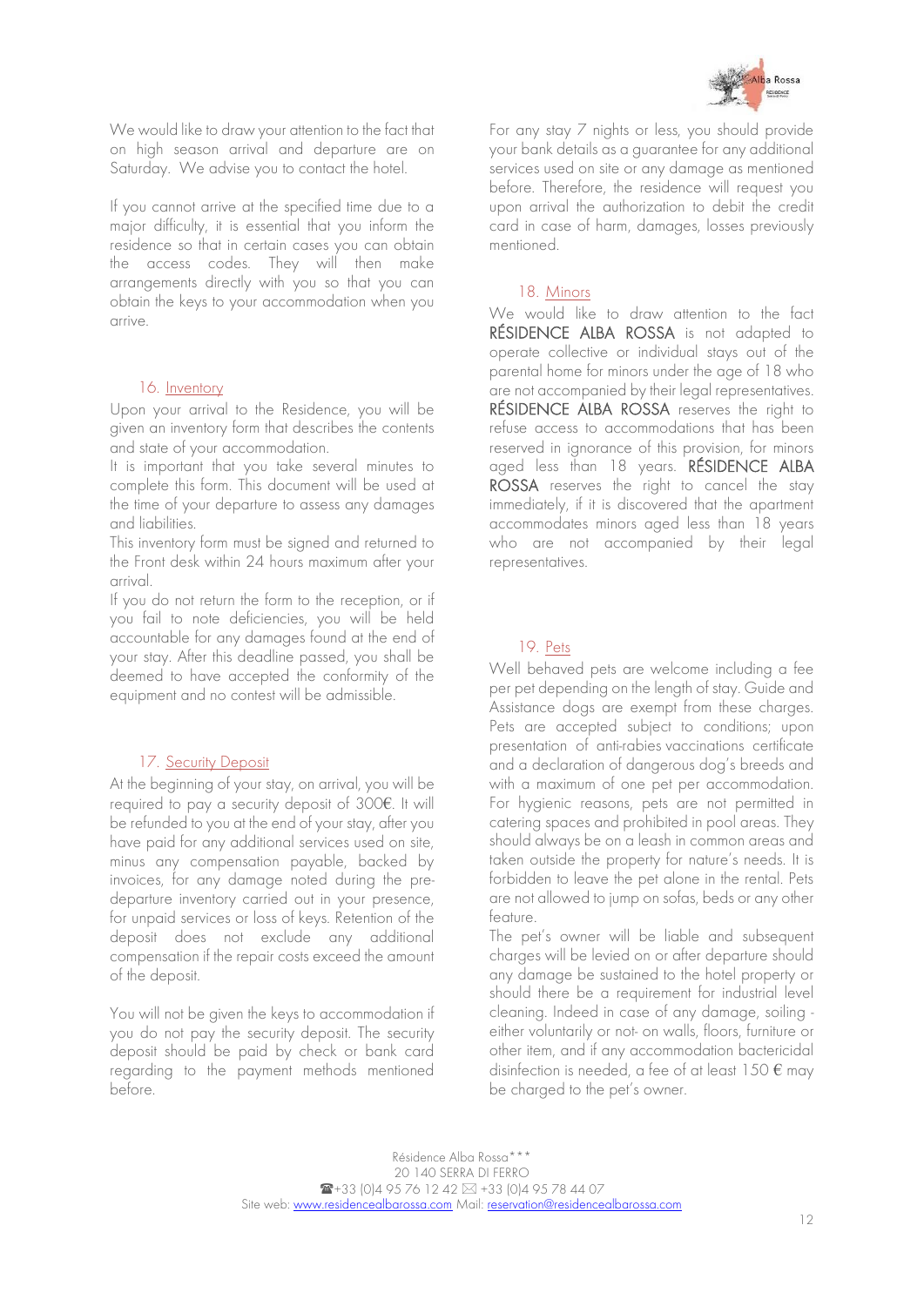We would like to draw your attention to the fact that on high season arrival and departure are on Saturday. We advise you to contact the hotel.

If you cannot arrive at the specified time due to a major difficulty, it is essential that you inform the residence so that in certain cases you can obtain the access codes. They will then make arrangements directly with you so that you can obtain the keys to your accommodation when you arrive.

## 16. Inventory

Upon your arrival to the Residence, you will be given an inventory form that describes the contents and state of your accommodation.

It is important that you take several minutes to complete this form. This document will be used at the time of your departure to assess any damages and liabilities.

This inventory form must be signed and returned to the Front desk within 24 hours maximum after your arrival.

If you do not return the form to the reception, or if you fail to note deficiencies, you will be held accountable for any damages found at the end of your stay. After this deadline passed, you shall be deemed to have accepted the conformity of the equipment and no contest will be admissible.

## 17. Security Deposit

At the beginning of your stay, on arrival, you will be required to pay a security deposit of 300€. It will be refunded to you at the end of your stay, after you have paid for any additional services used on site, minus any compensation payable, backed by invoices, for any damage noted during the pre-departure inventory carried out in your presence, for unpaid services or loss of keys. Retention of the deposit does not exclude any additional compensation if the repair costs exceed the amount of the deposit.

You will not be given the keys to accommodation if you do not pay the security deposit. The security deposit should be paid by check or bank card regarding to the payment methods mentioned before.

For any stay 7 nights or less, you should provide your bank details as a guarantee for any additional services used on site or any damage as mentioned before. Therefore, the residence will request you upon arrival the authorization to debit the credit card in case of harm, damages, losses previously mentioned.

## 18. Minors

We would like to draw attention to the fact RÉSIDENCE ALBA ROSSA is not adapted to operate collective or individual stays out of the parental home for minors under the age of 18 who are not accompanied by their legal representatives. RÉSIDENCE ALBA ROSSA reserves the right to refuse access to accommodations that has been reserved in ignorance of this provision, for minors aged less than 18 years. RÉSIDENCE ALBA ROSSA reserves the right to cancel the stay immediately, if it is discovered that the apartment accommodates minors aged less than 18 years who are not accompanied by their legal representatives.

## 19. Pets

Well behaved pets are welcome including a fee per pet depending on the length of stay. Guide and Assistance dogs are exempt from these charges. Pets are accepted subject to conditions; upon presentation of anti-rabies vaccinations certificate and a declaration of dangerous dog's breeds and with a maximum of one pet per accommodation. For hygienic reasons, pets are not permitted in catering spaces and prohibited in pool areas. They should always be on a leash in common areas and taken outside the property for nature's needs. It is forbidden to leave the pet alone in the rental. Pets are not allowed to jump on sofas, beds or any other feature.

The pet's owner will be liable and subsequent charges will be levied on or after departure should any damage be sustained to the hotel property or should there be a requirement for industrial level cleaning. Indeed in case of any damage, soiling - either voluntarily or not- on walls, floors, furniture or other item, and if any accommodation bactericidal disinfection is needed, a fee of at least 150 € may be charged to the pet's owner.

Résidence Alba Rossa***
20 140 SERRA DI FERRO
☎+33 (0)4 95 76 12 42 ✉ +33 (0)4 95 78 44 07
Site web: www.residencealbarossa.com Mail: reservation@residencealbarossa.com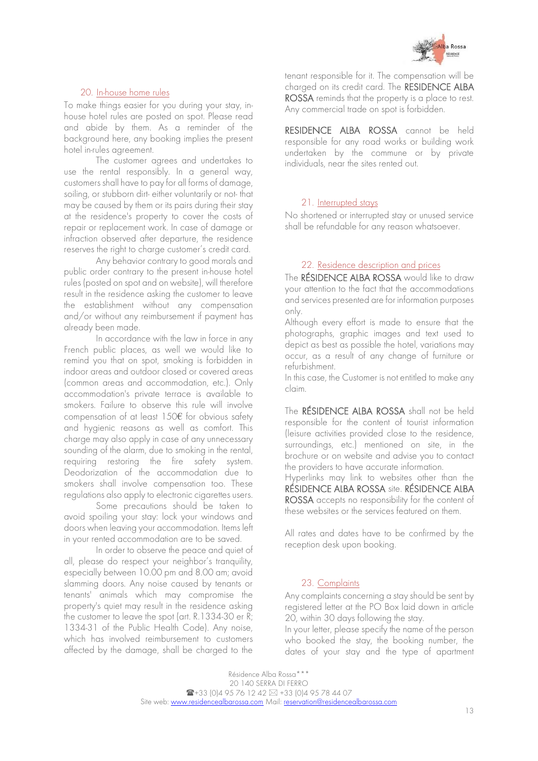## 20. In-house home rules

To make things easier for you during your stay, in-house hotel rules are posted on spot. Please read and abide by them. As a reminder of the background here, any booking implies the present hotel in-rules agreement.

The customer agrees and undertakes to use the rental responsibly. In a general way, customers shall have to pay for all forms of damage, soiling, or stubborn dirt- either voluntarily or not- that may be caused by them or its pairs during their stay at the residence's property to cover the costs of repair or replacement work. In case of damage or infraction observed after departure, the residence reserves the right to charge customer's credit card.

Any behavior contrary to good morals and public order contrary to the present in-house hotel rules (posted on spot and on website), will therefore result in the residence asking the customer to leave the establishment without any compensation and/or without any reimbursement if payment has already been made.

In accordance with the law in force in any French public places, as well we would like to remind you that on spot, smoking is forbidden in indoor areas and outdoor closed or covered areas (common areas and accommodation, etc.). Only accommodation's private terrace is available to smokers. Failure to observe this rule will involve compensation of at least 150€ for obvious safety and hygienic reasons as well as comfort. This charge may also apply in case of any unnecessary sounding of the alarm, due to smoking in the rental, requiring restoring the fire safety system. Deodorization of the accommodation due to smokers shall involve compensation too. These regulations also apply to electronic cigarettes users.

Some precautions should be taken to avoid spoiling your stay: lock your windows and doors when leaving your accommodation. Items left in your rented accommodation are to be saved.

In order to observe the peace and quiet of all, please do respect your neighbor's tranquility, especially between 10.00 pm and 8.00 am; avoid slamming doors. Any noise caused by tenants or tenants' animals which may compromise the property's quiet may result in the residence asking the customer to leave the spot (art. R.1334-30 er R; 1334-31 of the Public Health Code). Any noise, which has involved reimbursement to customers affected by the damage, shall be charged to the tenant responsible for it. The compensation will be charged on its credit card. The **RESIDENCE ALBA ROSSA** reminds that the property is a place to rest. Any commercial trade on spot is forbidden.

**RESIDENCE ALBA ROSSA** cannot be held responsible for any road works or building work undertaken by the commune or by private individuals, near the sites rented out.

## 21. Interrupted stays

No shortened or interrupted stay or unused service shall be refundable for any reason whatsoever.

## 22. Residence description and prices

The **RÉSIDENCE ALBA ROSSA** would like to draw your attention to the fact that the accommodations and services presented are for information purposes only.

Although every effort is made to ensure that the photographs, graphic images and text used to depict as best as possible the hotel, variations may occur, as a result of any change of furniture or refurbishment.

In this case, the Customer is not entitled to make any claim.

The **RÉSIDENCE ALBA ROSSA** shall not be held responsible for the content of tourist information (leisure activities provided close to the residence, surroundings, etc.) mentioned on site, in the brochure or on website and advise you to contact the providers to have accurate information.

Hyperlinks may link to websites other than the **RÉSIDENCE ALBA ROSSA** site. **RÉSIDENCE ALBA ROSSA** accepts no responsibility for the content of these websites or the services featured on them.

All rates and dates have to be confirmed by the reception desk upon booking.

## 23. Complaints

Any complaints concerning a stay should be sent by registered letter at the PO Box laid down in article 20, within 30 days following the stay.

In your letter, please specify the name of the person who booked the stay, the booking number, the dates of your stay and the type of apartment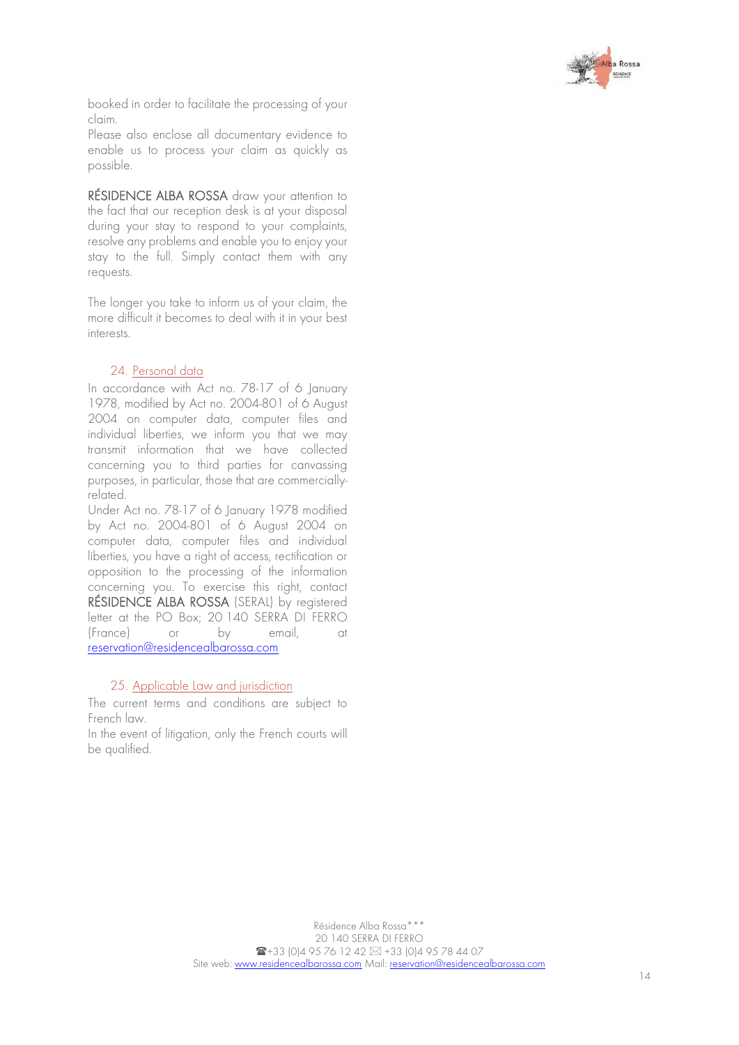booked in order to facilitate the processing of your claim.
Please also enclose all documentary evidence to enable us to process your claim as quickly as possible.

**RÉSIDENCE ALBA ROSSA** draw your attention to the fact that our reception desk is at your disposal during your stay to respond to your complaints, resolve any problems and enable you to enjoy your stay to the full. Simply contact them with any requests.

The longer you take to inform us of your claim, the more difficult it becomes to deal with it in your best interests.

## 24. Personal data

In accordance with Act no. 78-17 of 6 January 1978, modified by Act no. 2004-801 of 6 August 2004 on computer data, computer files and individual liberties, we inform you that we may transmit information that we have collected concerning you to third parties for canvassing purposes, in particular, those that are commercially-related.
Under Act no. 78-17 of 6 January 1978 modified by Act no. 2004-801 of 6 August 2004 on computer data, computer files and individual liberties, you have a right of access, rectification or opposition to the processing of the information concerning you. To exercise this right, contact **RÉSIDENCE ALBA ROSSA** (SERAL) by registered letter at the PO Box; 20 140 SERRA DI FERRO (France) or by email, at reservation@residencealbarossa.com

## 25. Applicable Law and jurisdiction

The current terms and conditions are subject to French law.
In the event of litigation, only the French courts will be qualified.

Résidence Alba Rossa***
20 140 SERRA DI FERRO
☎+33 (0)4 95 76 12 42 ✉ +33 (0)4 95 78 44 07
Site web: www.residencealbarossa.com Mail: reservation@residencealbarossa.com